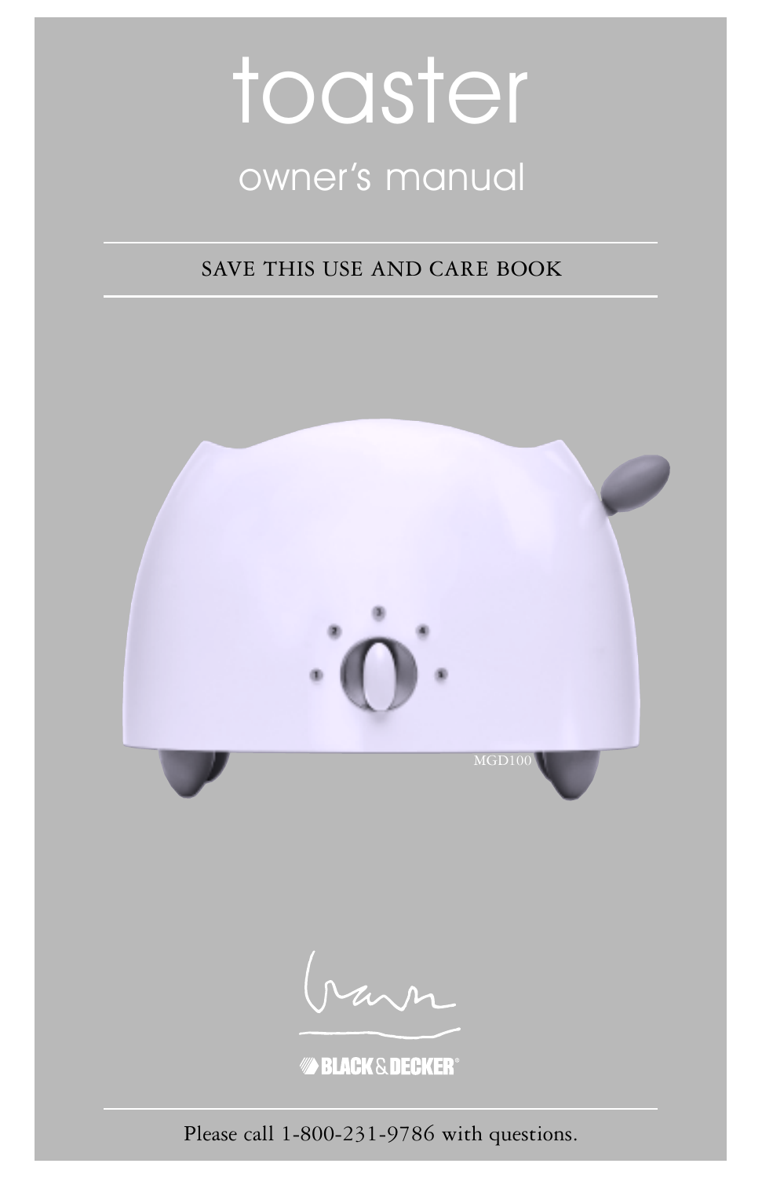# toaster

## owner's manual

SAVE THIS USE AND CARE BOOK

MGD100

BLACK & DECKER®

Please call 1-800-231-9786 with questions.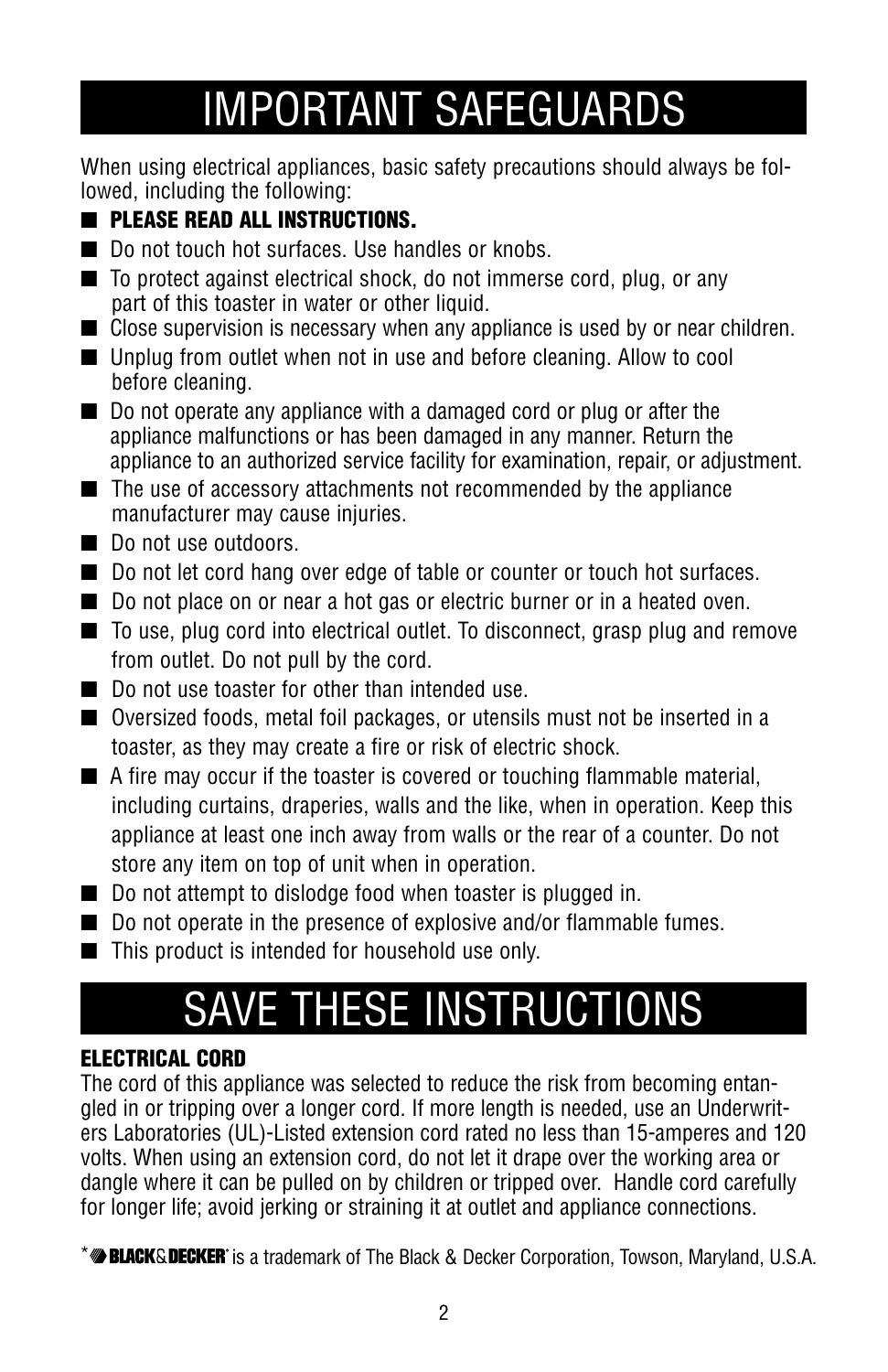# IMPORTANT SAFEGUARDS

When using electrical appliances, basic safety precautions should always be followed, including the following:

- **PLEASE READ ALL INSTRUCTIONS.**
- Do not touch hot surfaces. Use handles or knobs.
- To protect against electrical shock, do not immerse cord, plug, or any part of this toaster in water or other liquid.
- Close supervision is necessary when any appliance is used by or near children.
- Unplug from outlet when not in use and before cleaning. Allow to cool before cleaning.
- Do not operate any appliance with a damaged cord or plug or after the appliance malfunctions or has been damaged in any manner. Return the appliance to an authorized service facility for examination, repair, or adjustment.
- The use of accessory attachments not recommended by the appliance manufacturer may cause injuries.
- Do not use outdoors.
- Do not let cord hang over edge of table or counter or touch hot surfaces.
- Do not place on or near a hot gas or electric burner or in a heated oven.
- To use, plug cord into electrical outlet. To disconnect, grasp plug and remove from outlet. Do not pull by the cord.
- Do not use toaster for other than intended use.
- Oversized foods, metal foil packages, or utensils must not be inserted in a toaster, as they may create a fire or risk of electric shock.
- A fire may occur if the toaster is covered or touching flammable material, including curtains, draperies, walls and the like, when in operation. Keep this appliance at least one inch away from walls or the rear of a counter. Do not store any item on top of unit when in operation.
- Do not attempt to dislodge food when toaster is plugged in.
- Do not operate in the presence of explosive and/or flammable fumes.
- This product is intended for household use only.

# SAVE THESE INSTRUCTIONS

**ELECTRICAL CORD**

The cord of this appliance was selected to reduce the risk from becoming entangled in or tripping over a longer cord. If more length is needed, use an Underwriters Laboratories (UL)-Listed extension cord rated no less than 15-amperes and 120 volts. When using an extension cord, do not let it drape over the working area or dangle where it can be pulled on by children or tripped over. Handle cord carefully for longer life; avoid jerking or straining it at outlet and appliance connections.

* BLACK&DECKER* is a trademark of The Black & Decker Corporation, Towson, Maryland, U.S.A.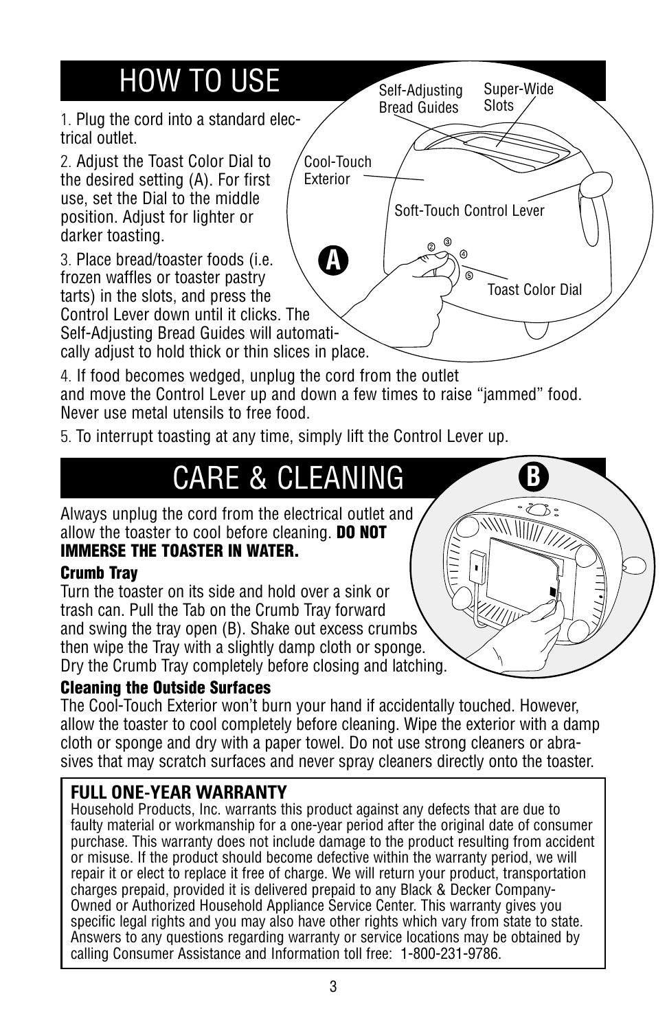# HOW TO USE

1. Plug the cord into a standard electrical outlet.

2. Adjust the Toast Color Dial to the desired setting (A). For first use, set the Dial to the middle position. Adjust for lighter or darker toasting.

3. Place bread/toaster foods (i.e. frozen waffles or toaster pastry tarts) in the slots, and press the Control Lever down until it clicks. The Self-Adjusting Bread Guides will automatically adjust to hold thick or thin slices in place.

4. If food becomes wedged, unplug the cord from the outlet and move the Control Lever up and down a few times to raise "jammed" food. Never use metal utensils to free food.

5. To interrupt toasting at any time, simply lift the Control Lever up.

# CARE & CLEANING

Always unplug the cord from the electrical outlet and allow the toaster to cool before cleaning. **DO NOT IMMERSE THE TOASTER IN WATER.**

**Crumb Tray**

Turn the toaster on its side and hold over a sink or trash can. Pull the Tab on the Crumb Tray forward and swing the tray open (B). Shake out excess crumbs then wipe the Tray with a slightly damp cloth or sponge. Dry the Crumb Tray completely before closing and latching.

**Cleaning the Outside Surfaces**

The Cool-Touch Exterior won't burn your hand if accidentally touched. However, allow the toaster to cool completely before cleaning. Wipe the exterior with a damp cloth or sponge and dry with a paper towel. Do not use strong cleaners or abrasives that may scratch surfaces and never spray cleaners directly onto the toaster.

**FULL ONE-YEAR WARRANTY**

Household Products, Inc. warrants this product against any defects that are due to faulty material or workmanship for a one-year period after the original date of consumer purchase. This warranty does not include damage to the product resulting from accident or misuse. If the product should become defective within the warranty period, we will repair it or elect to replace it free of charge. We will return your product, transportation charges prepaid, provided it is delivered prepaid to any Black & Decker Company-Owned or Authorized Household Appliance Service Center. This warranty gives you specific legal rights and you may also have other rights which vary from state to state. Answers to any questions regarding warranty or service locations may be obtained by calling Consumer Assistance and Information toll free: 1-800-231-9786.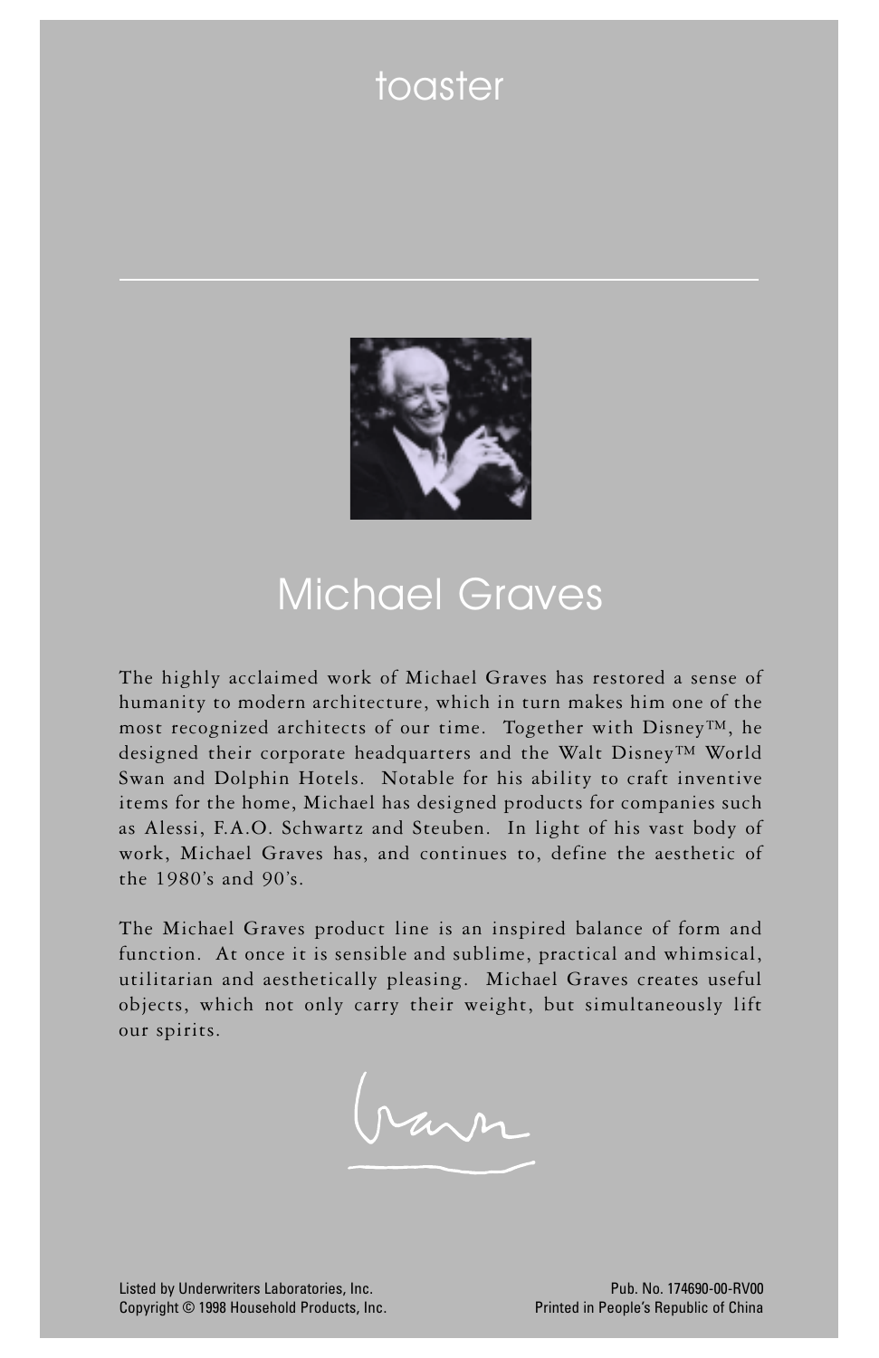# toaster

## Michael Graves

The highly acclaimed work of Michael Graves has restored a sense of humanity to modern architecture, which in turn makes him one of the most recognized architects of our time. Together with Disney™, he designed their corporate headquarters and the Walt Disney™ World Swan and Dolphin Hotels. Notable for his ability to craft inventive items for the home, Michael has designed products for companies such as Alessi, F.A.O. Schwartz and Steuben. In light of his vast body of work, Michael Graves has, and continues to, define the aesthetic of the 1980's and 90's.

The Michael Graves product line is an inspired balance of form and function. At once it is sensible and sublime, practical and whimsical, utilitarian and aesthetically pleasing. Michael Graves creates useful objects, which not only carry their weight, but simultaneously lift our spirits.

Listed by Underwriters Laboratories, Inc.
Copyright © 1998 Household Products, Inc.

Pub. No. 174690-00-RV00
Printed in People's Republic of China